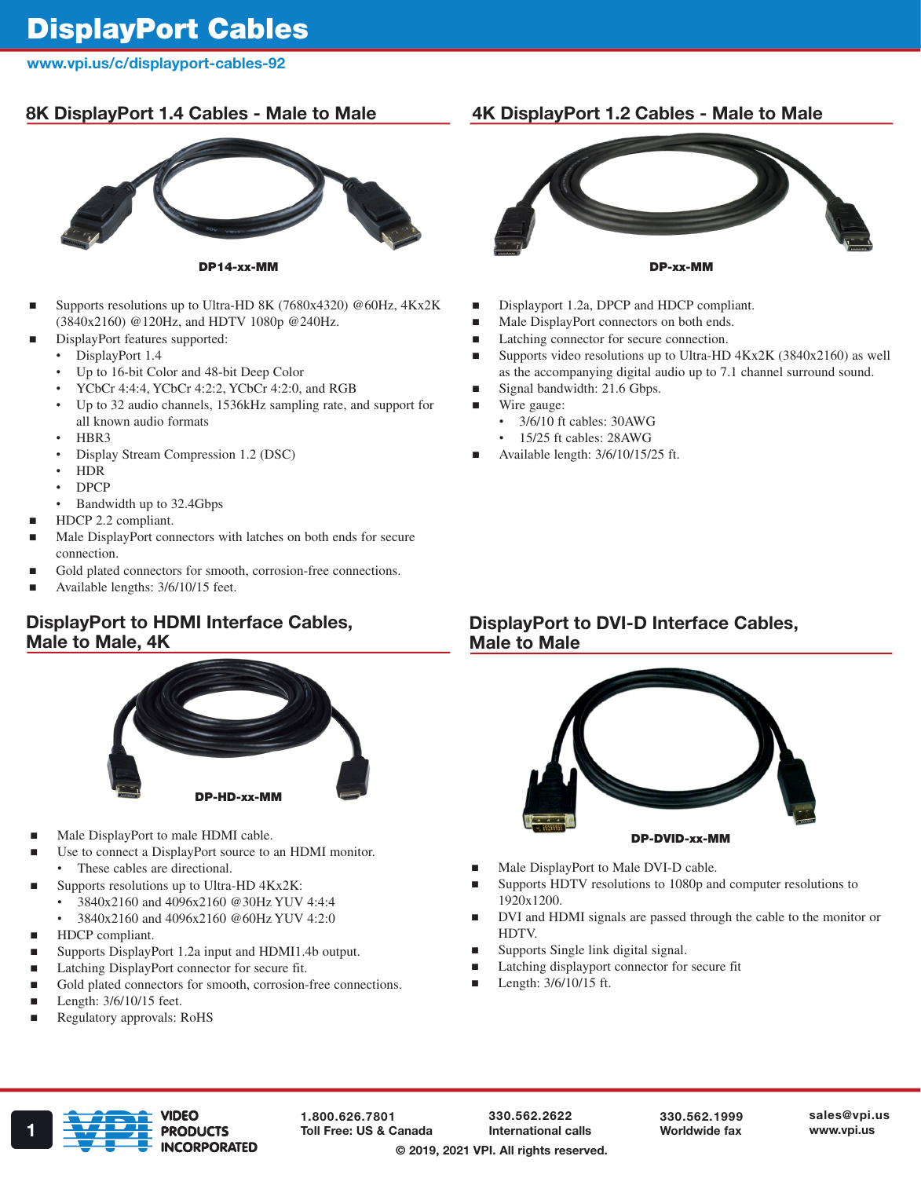# DisplayPort Cables

www.vpi.us/c/displayport-cables-92

## 8K DisplayPort 1.4 Cables - Male to Male

**DP14-xx-MM**

- Supports resolutions up to Ultra-HD 8K (7680x4320) @60Hz, 4Kx2K (3840x2160) @120Hz, and HDTV 1080p @240Hz.
- DisplayPort features supported:
  - DisplayPort 1.4
  - Up to 16-bit Color and 48-bit Deep Color
  - YCbCr 4:4:4, YCbCr 4:2:2, YCbCr 4:2:0, and RGB
  - Up to 32 audio channels, 1536kHz sampling rate, and support for all known audio formats
  - HBR3
  - Display Stream Compression 1.2 (DSC)
  - HDR
  - DPCP
  - Bandwidth up to 32.4Gbps
- HDCP 2.2 compliant.
- Male DisplayPort connectors with latches on both ends for secure connection.
- Gold plated connectors for smooth, corrosion-free connections.
- Available lengths: 3/6/10/15 feet.

## 4K DisplayPort 1.2 Cables - Male to Male

**DP-xx-MM**

- Displayport 1.2a, DPCP and HDCP compliant.
- Male DisplayPort connectors on both ends.
- Latching connector for secure connection.
- Supports video resolutions up to Ultra-HD 4Kx2K (3840x2160) as well as the accompanying digital audio up to 7.1 channel surround sound.
- Signal bandwidth: 21.6 Gbps.
- Wire gauge:
  - 3/6/10 ft cables: 30AWG
  - 15/25 ft cables: 28AWG
- Available length: 3/6/10/15/25 ft.

## DisplayPort to HDMI Interface Cables, Male to Male, 4K

**DP-HD-xx-MM**

- Male DisplayPort to male HDMI cable.
- Use to connect a DisplayPort source to an HDMI monitor.
  - These cables are directional.
- Supports resolutions up to Ultra-HD 4Kx2K:
  - 3840x2160 and 4096x2160 @30Hz YUV 4:4:4
  - 3840x2160 and 4096x2160 @60Hz YUV 4:2:0
- HDCP compliant.
- Supports DisplayPort 1.2a input and HDMI1.4b output.
- Latching DisplayPort connector for secure fit.
- Gold plated connectors for smooth, corrosion-free connections.
- Length: 3/6/10/15 feet.
- Regulatory approvals: RoHS

## DisplayPort to DVI-D Interface Cables, Male to Male

**DP-DVID-xx-MM**

- Male DisplayPort to Male DVI-D cable.
- Supports HDTV resolutions to 1080p and computer resolutions to 1920x1200.
- DVI and HDMI signals are passed through the cable to the monitor or HDTV.
- Supports Single link digital signal.
- Latching displayport connector for secure fit
- Length: 3/6/10/15 ft.

VIDEO PRODUCTS INCORPORATED

1.800.626.7801 Toll Free: US & Canada | 330.562.2622 International calls | 330.562.1999 Worldwide fax | sales@vpi.us www.vpi.us

© 2019, 2021 VPI. All rights reserved.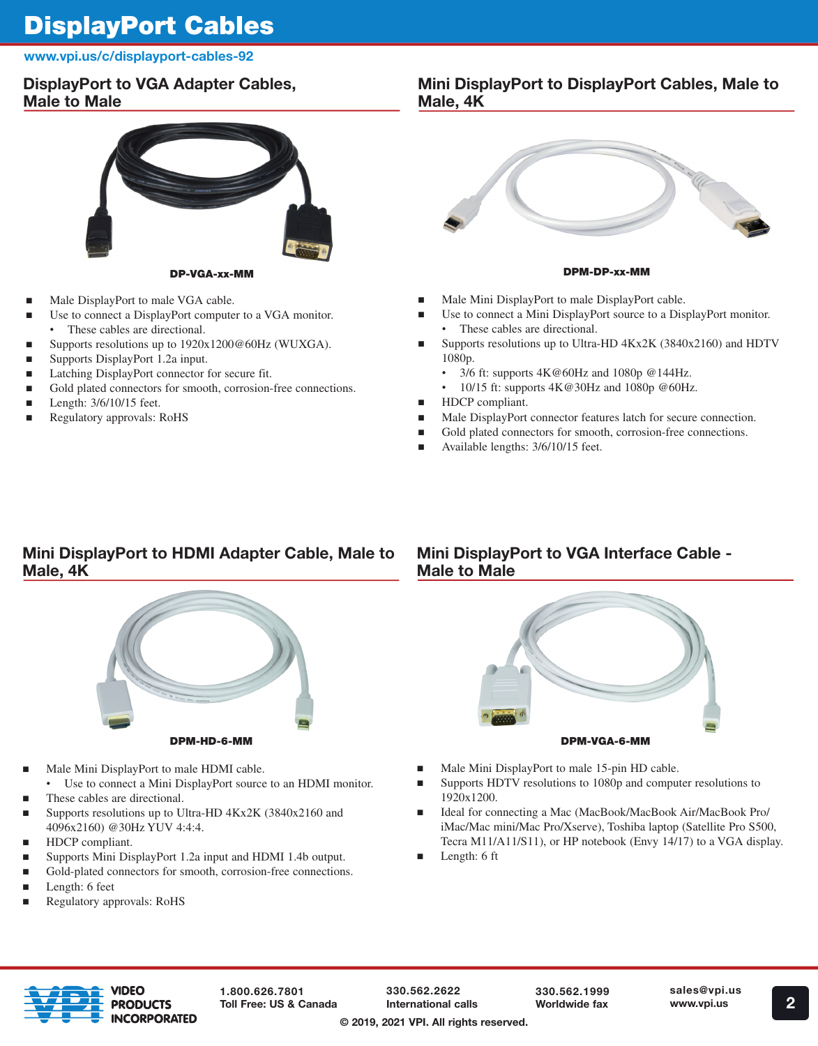# DisplayPort Cables

www.vpi.us/c/displayport-cables-92

## DisplayPort to VGA Adapter Cables, Male to Male

DP-VGA-xx-MM

- Male DisplayPort to male VGA cable.
- Use to connect a DisplayPort computer to a VGA monitor.
  - These cables are directional.
- Supports resolutions up to 1920x1200@60Hz (WUXGA).
- Supports DisplayPort 1.2a input.
- Latching DisplayPort connector for secure fit.
- Gold plated connectors for smooth, corrosion-free connections.
- Length: 3/6/10/15 feet.
- Regulatory approvals: RoHS

## Mini DisplayPort to DisplayPort Cables, Male to Male, 4K

DPM-DP-xx-MM

- Male Mini DisplayPort to male DisplayPort cable.
- Use to connect a Mini DisplayPort source to a DisplayPort monitor.
  - These cables are directional.
- Supports resolutions up to Ultra-HD 4Kx2K (3840x2160) and HDTV 1080p.
  - 3/6 ft: supports 4K@60Hz and 1080p @144Hz.
  - 10/15 ft: supports 4K@30Hz and 1080p @60Hz.
- HDCP compliant.
- Male DisplayPort connector features latch for secure connection.
- Gold plated connectors for smooth, corrosion-free connections.
- Available lengths: 3/6/10/15 feet.

## Mini DisplayPort to HDMI Adapter Cable, Male to Male, 4K

DPM-HD-6-MM

- Male Mini DisplayPort to male HDMI cable.
  - Use to connect a Mini DisplayPort source to an HDMI monitor.
- These cables are directional.
- Supports resolutions up to Ultra-HD 4Kx2K (3840x2160 and 4096x2160) @30Hz YUV 4:4:4.
- HDCP compliant.
- Supports Mini DisplayPort 1.2a input and HDMI 1.4b output.
- Gold-plated connectors for smooth, corrosion-free connections.
- Length: 6 feet
- Regulatory approvals: RoHS

## Mini DisplayPort to VGA Interface Cable - Male to Male

DPM-VGA-6-MM

- Male Mini DisplayPort to male 15-pin HD cable.
- Supports HDTV resolutions to 1080p and computer resolutions to 1920x1200.
- Ideal for connecting a Mac (MacBook/MacBook Air/MacBook Pro/iMac/Mac mini/Mac Pro/Xserve), Toshiba laptop (Satellite Pro S500, Tecra M11/A11/S11), or HP notebook (Envy 14/17) to a VGA display.
- Length: 6 ft

VIDEO PRODUCTS INCORPORATED

1.800.626.7801 Toll Free: US & Canada | 330.562.2622 International calls | 330.562.1999 Worldwide fax | sales@vpi.us www.vpi.us

© 2019, 2021 VPI. All rights reserved.